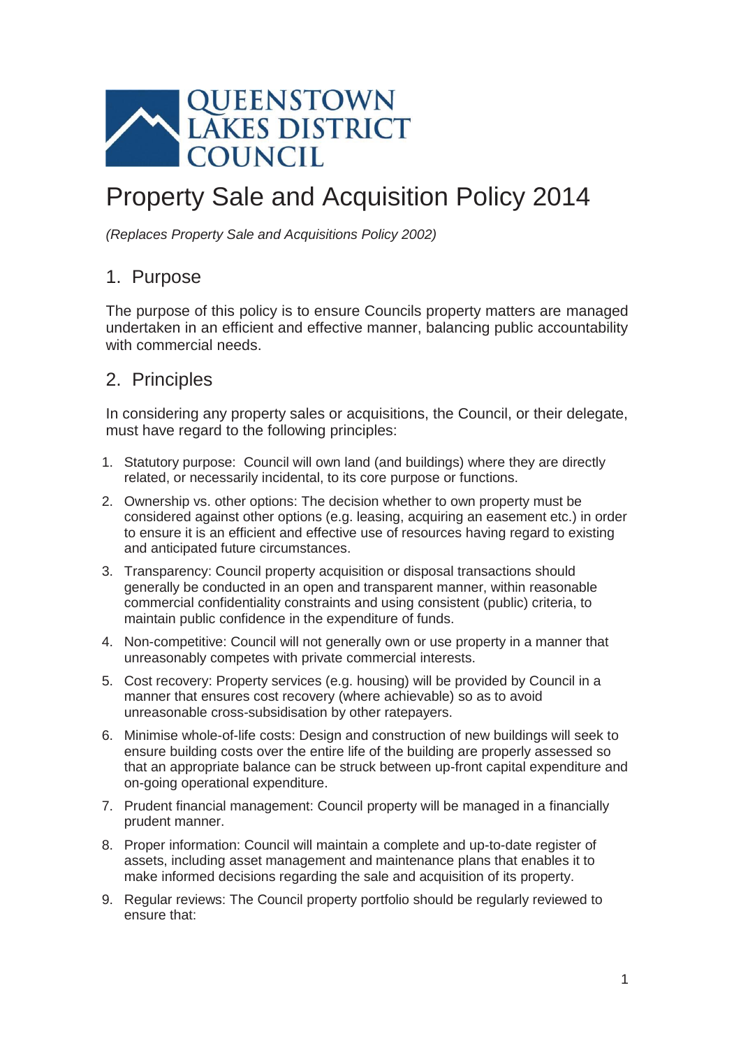QUEENSTOWN LAKES DISTRICT COUNCIL

# Property Sale and Acquisition Policy 2014

*(Replaces Property Sale and Acquisitions Policy 2002)*

## 1. Purpose

The purpose of this policy is to ensure Councils property matters are managed undertaken in an efficient and effective manner, balancing public accountability with commercial needs.

## 2. Principles

In considering any property sales or acquisitions, the Council, or their delegate, must have regard to the following principles:

1. Statutory purpose: Council will own land (and buildings) where they are directly related, or necessarily incidental, to its core purpose or functions.
2. Ownership vs. other options: The decision whether to own property must be considered against other options (e.g. leasing, acquiring an easement etc.) in order to ensure it is an efficient and effective use of resources having regard to existing and anticipated future circumstances.
3. Transparency: Council property acquisition or disposal transactions should generally be conducted in an open and transparent manner, within reasonable commercial confidentiality constraints and using consistent (public) criteria, to maintain public confidence in the expenditure of funds.
4. Non-competitive: Council will not generally own or use property in a manner that unreasonably competes with private commercial interests.
5. Cost recovery: Property services (e.g. housing) will be provided by Council in a manner that ensures cost recovery (where achievable) so as to avoid unreasonable cross-subsidisation by other ratepayers.
6. Minimise whole-of-life costs: Design and construction of new buildings will seek to ensure building costs over the entire life of the building are properly assessed so that an appropriate balance can be struck between up-front capital expenditure and on-going operational expenditure.
7. Prudent financial management: Council property will be managed in a financially prudent manner.
8. Proper information: Council will maintain a complete and up-to-date register of assets, including asset management and maintenance plans that enables it to make informed decisions regarding the sale and acquisition of its property.
9. Regular reviews: The Council property portfolio should be regularly reviewed to ensure that: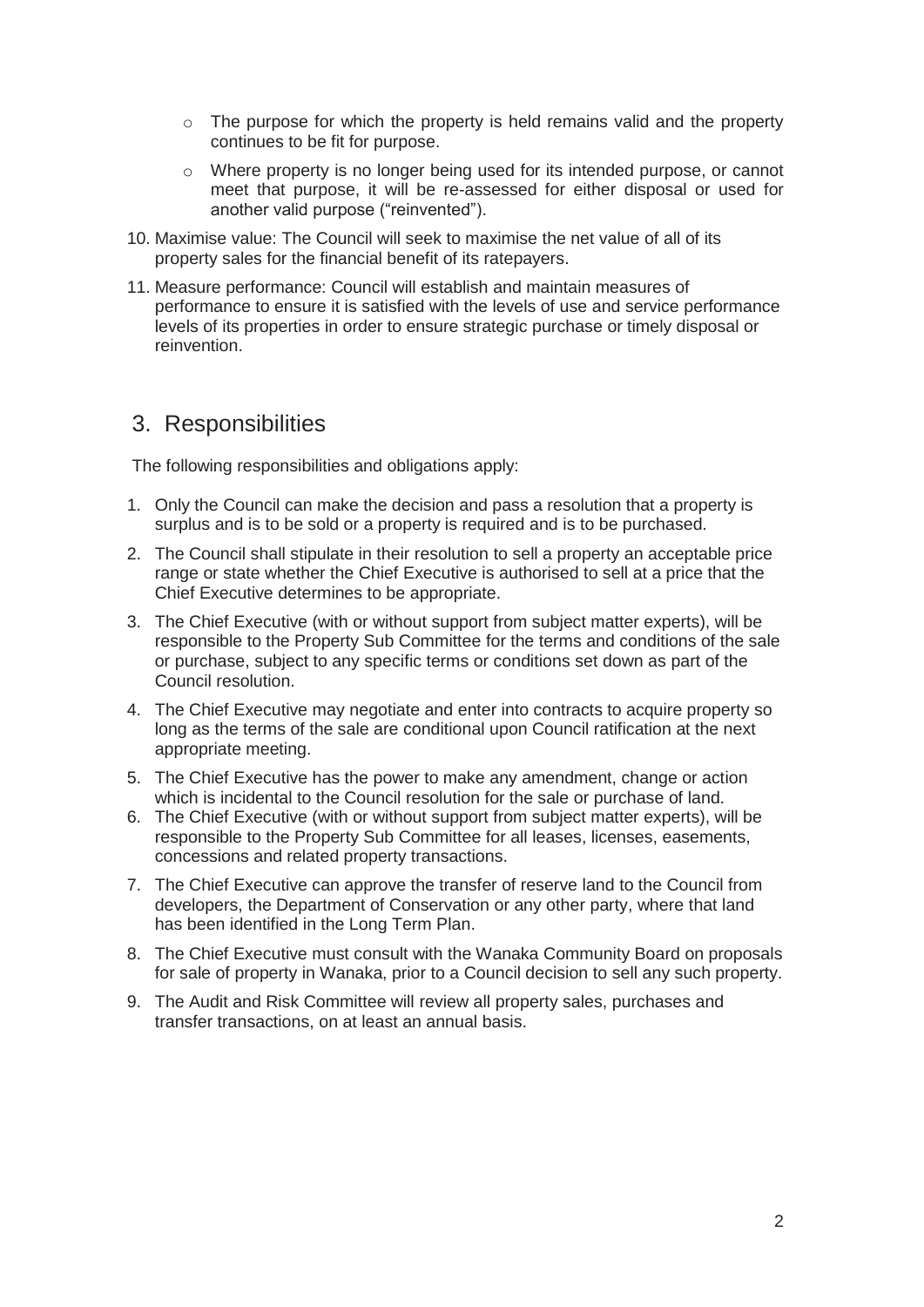- The purpose for which the property is held remains valid and the property continues to be fit for purpose.
- Where property is no longer being used for its intended purpose, or cannot meet that purpose, it will be re-assessed for either disposal or used for another valid purpose ("reinvented").

10. Maximise value: The Council will seek to maximise the net value of all of its property sales for the financial benefit of its ratepayers.
11. Measure performance: Council will establish and maintain measures of performance to ensure it is satisfied with the levels of use and service performance levels of its properties in order to ensure strategic purchase or timely disposal or reinvention.

## 3. Responsibilities

The following responsibilities and obligations apply:

1. Only the Council can make the decision and pass a resolution that a property is surplus and is to be sold or a property is required and is to be purchased.
2. The Council shall stipulate in their resolution to sell a property an acceptable price range or state whether the Chief Executive is authorised to sell at a price that the Chief Executive determines to be appropriate.
3. The Chief Executive (with or without support from subject matter experts), will be responsible to the Property Sub Committee for the terms and conditions of the sale or purchase, subject to any specific terms or conditions set down as part of the Council resolution.
4. The Chief Executive may negotiate and enter into contracts to acquire property so long as the terms of the sale are conditional upon Council ratification at the next appropriate meeting.
5. The Chief Executive has the power to make any amendment, change or action which is incidental to the Council resolution for the sale or purchase of land.
6. The Chief Executive (with or without support from subject matter experts), will be responsible to the Property Sub Committee for all leases, licenses, easements, concessions and related property transactions.
7. The Chief Executive can approve the transfer of reserve land to the Council from developers, the Department of Conservation or any other party, where that land has been identified in the Long Term Plan.
8. The Chief Executive must consult with the Wanaka Community Board on proposals for sale of property in Wanaka, prior to a Council decision to sell any such property.
9. The Audit and Risk Committee will review all property sales, purchases and transfer transactions, on at least an annual basis.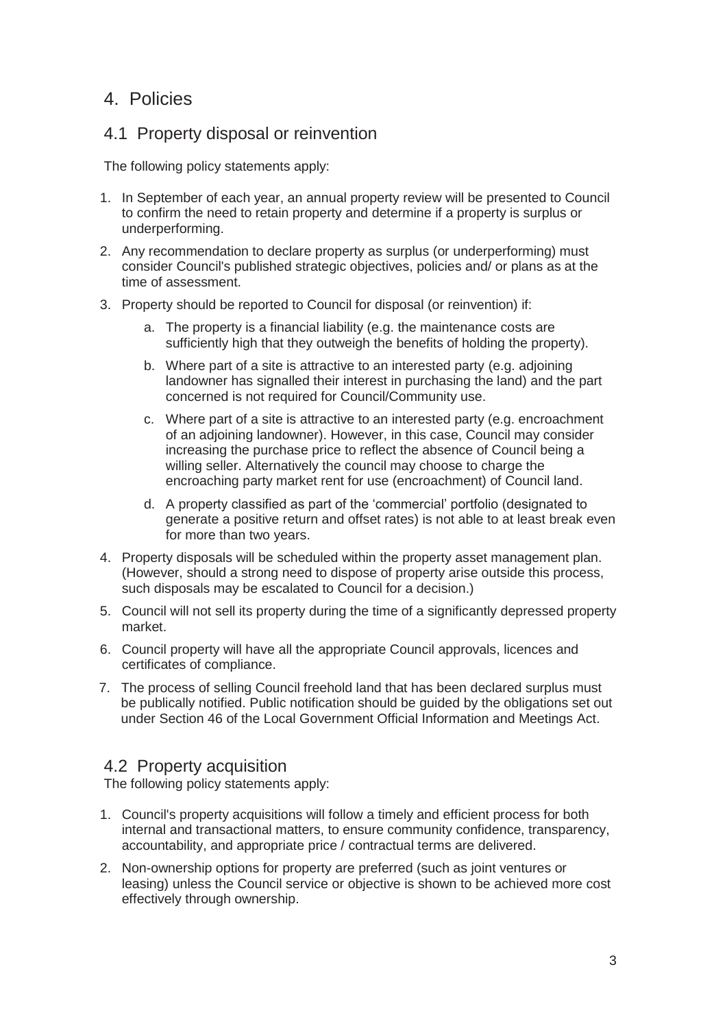# 4. Policies

## 4.1 Property disposal or reinvention

The following policy statements apply:

1. In September of each year, an annual property review will be presented to Council to confirm the need to retain property and determine if a property is surplus or underperforming.
2. Any recommendation to declare property as surplus (or underperforming) must consider Council's published strategic objectives, policies and/ or plans as at the time of assessment.
3. Property should be reported to Council for disposal (or reinvention) if:
    a. The property is a financial liability (e.g. the maintenance costs are sufficiently high that they outweigh the benefits of holding the property).
    b. Where part of a site is attractive to an interested party (e.g. adjoining landowner has signalled their interest in purchasing the land) and the part concerned is not required for Council/Community use.
    c. Where part of a site is attractive to an interested party (e.g. encroachment of an adjoining landowner). However, in this case, Council may consider increasing the purchase price to reflect the absence of Council being a willing seller. Alternatively the council may choose to charge the encroaching party market rent for use (encroachment) of Council land.
    d. A property classified as part of the 'commercial' portfolio (designated to generate a positive return and offset rates) is not able to at least break even for more than two years.
4. Property disposals will be scheduled within the property asset management plan. (However, should a strong need to dispose of property arise outside this process, such disposals may be escalated to Council for a decision.)
5. Council will not sell its property during the time of a significantly depressed property market.
6. Council property will have all the appropriate Council approvals, licences and certificates of compliance.
7. The process of selling Council freehold land that has been declared surplus must be publically notified. Public notification should be guided by the obligations set out under Section 46 of the Local Government Official Information and Meetings Act.

## 4.2 Property acquisition

The following policy statements apply:

1. Council's property acquisitions will follow a timely and efficient process for both internal and transactional matters, to ensure community confidence, transparency, accountability, and appropriate price / contractual terms are delivered.
2. Non-ownership options for property are preferred (such as joint ventures or leasing) unless the Council service or objective is shown to be achieved more cost effectively through ownership.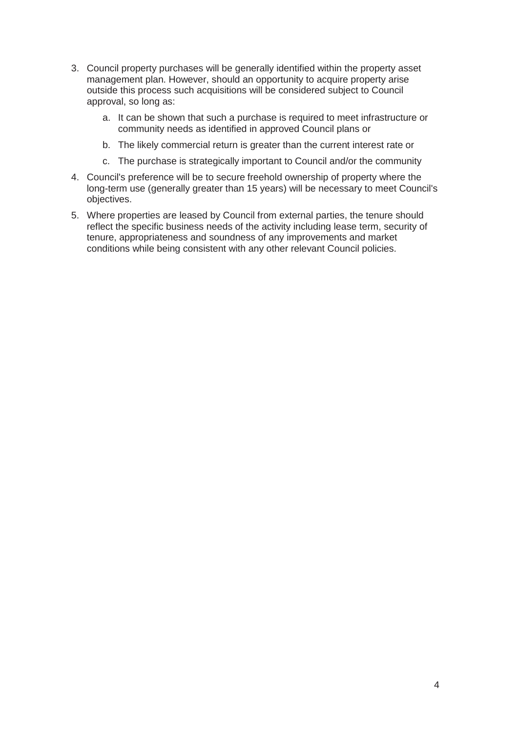3. Council property purchases will be generally identified within the property asset management plan. However, should an opportunity to acquire property arise outside this process such acquisitions will be considered subject to Council approval, so long as:

    a. It can be shown that such a purchase is required to meet infrastructure or community needs as identified in approved Council plans or

    b. The likely commercial return is greater than the current interest rate or

    c. The purchase is strategically important to Council and/or the community

4. Council's preference will be to secure freehold ownership of property where the long-term use (generally greater than 15 years) will be necessary to meet Council's objectives.

5. Where properties are leased by Council from external parties, the tenure should reflect the specific business needs of the activity including lease term, security of tenure, appropriateness and soundness of any improvements and market conditions while being consistent with any other relevant Council policies.